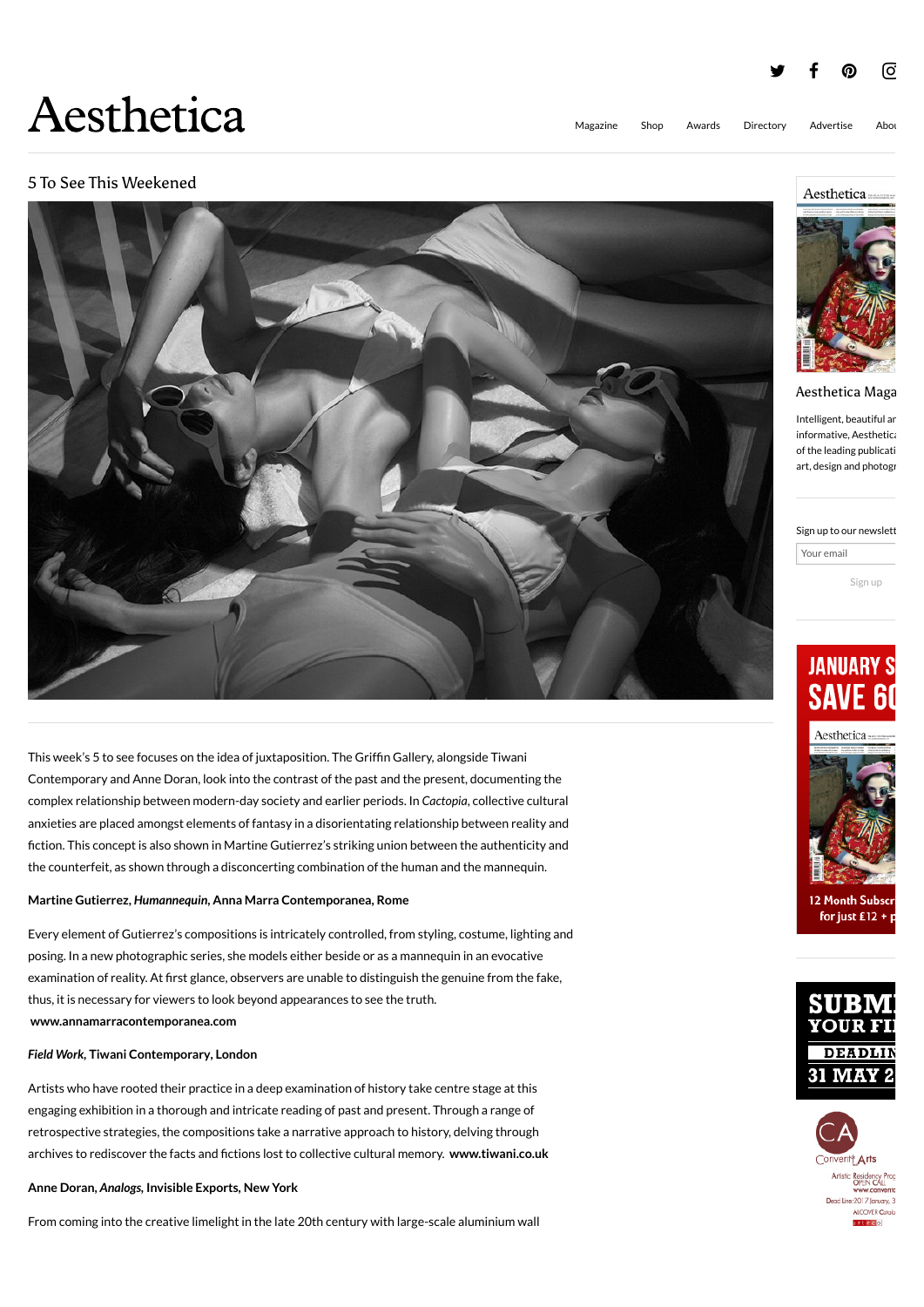# Aesthetica

## 5 To See This Weekend

This week's 5 to see focuses on the idea of juxtaposition. The Griffin Gallery, alongside Tiwani Contemporary and Anne Doran, look into the contrast of the past and the present, documenting the complex relationship between modern-day society and earlier periods. In *Cactopia*, collective cultural anxieties are placed amongst elements of fantasy in a disorientating relationship between reality and fiction. This concept is also shown in Martine Gutierrez's striking union between the authenticity and the counterfeit, as shown through a disconcerting combination of the human and the mannequin.

**Martine Gutierrez, *Humannequin*, Anna Marra Contemporanea, Rome**

Every element of Gutierrez's compositions is intricately controlled, from styling, costume, lighting and posing. In a new photographic series, she models either beside or as a mannequin in an evocative examination of reality. At first glance, observers are unable to distinguish the genuine from the fake, thus, it is necessary for viewers to look beyond appearances to see the truth.
**www.annamarracontemporanea.com**

***Field Work*, Tiwani Contemporary, London**

Artists who have rooted their practice in a deep examination of history take centre stage at this engaging exhibition in a thorough and intricate reading of past and present. Through a range of retrospective strategies, the compositions take a narrative approach to history, delving through archives to rediscover the facts and fictions lost to collective cultural memory. **www.tiwani.co.uk**

**Anne Doran, *Analogs*, Invisible Exports, New York**

From coming into the creative limelight in the late 20th century with large-scale aluminium wall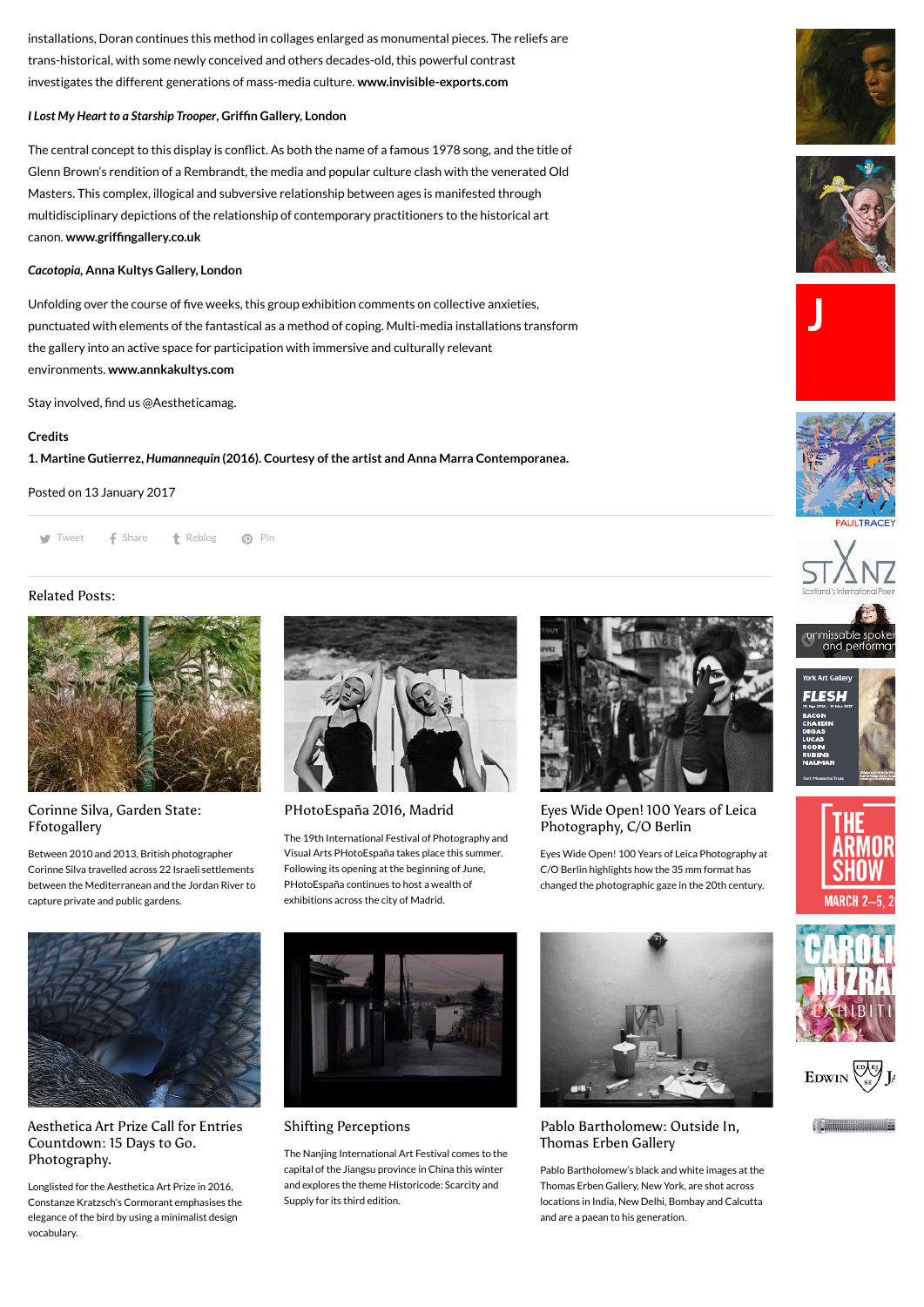installations, Doran continues this method in collages enlarged as monumental pieces. The reliefs are trans-historical, with some newly conceived and others decades-old, this powerful contrast investigates the different generations of mass-media culture. **www.invisible-exports.com**

***I Lost My Heart to a Starship Trooper*, Griffin Gallery, London**

The central concept to this display is conflict. As both the name of a famous 1978 song, and the title of Glenn Brown's rendition of a Rembrandt, the media and popular culture clash with the venerated Old Masters. This complex, illogical and subversive relationship between ages is manifested through multidisciplinary depictions of the relationship of contemporary practitioners to the historical art canon. **www.griffingallery.co.uk**

***Cacotopia*, Anna Kultys Gallery, London**

Unfolding over the course of five weeks, this group exhibition comments on collective anxieties, punctuated with elements of the fantastical as a method of coping. Multi-media installations transform the gallery into an active space for participation with immersive and culturally relevant environments. **www.annkakultys.com**

Stay involved, find us @Aestheticamag.

**Credits**

**1. Martine Gutierrez, *Humannequin* (2016). Courtesy of the artist and Anna Marra Contemporanea.**

Posted on 13 January 2017

Tweet Share Reblog Pin

## Related Posts:

### Corinne Silva, Garden State: Ffotogallery

Between 2010 and 2013, British photographer Corinne Silva travelled across 22 Israeli settlements between the Mediterranean and the Jordan River to capture private and public gardens.

### PHotoEspaña 2016, Madrid

The 19th International Festival of Photography and Visual Arts PHotoEspaña takes place this summer. Following its opening at the beginning of June, PHotoEspaña continues to host a wealth of exhibitions across the city of Madrid.

### Eyes Wide Open! 100 Years of Leica Photography, C/O Berlin

Eyes Wide Open! 100 Years of Leica Photography at C/O Berlin highlights how the 35 mm format has changed the photographic gaze in the 20th century.

### Aesthetica Art Prize Call for Entries Countdown: 15 Days to Go. Photography.

Longlisted for the Aesthetica Art Prize in 2016, Constanze Kratzsch's Cormorant emphasises the elegance of the bird by using a minimalist design vocabulary.

### Shifting Perceptions

The Nanjing International Art Festival comes to the capital of the Jiangsu province in China this winter and explores the theme Historicode: Scarcity and Supply for its third edition.

### Pablo Bartholomew: Outside In, Thomas Erben Gallery

Pablo Bartholomew's black and white images at the Thomas Erben Gallery, New York, are shot across locations in India, New Delhi, Bombay and Calcutta and are a paean to his generation.